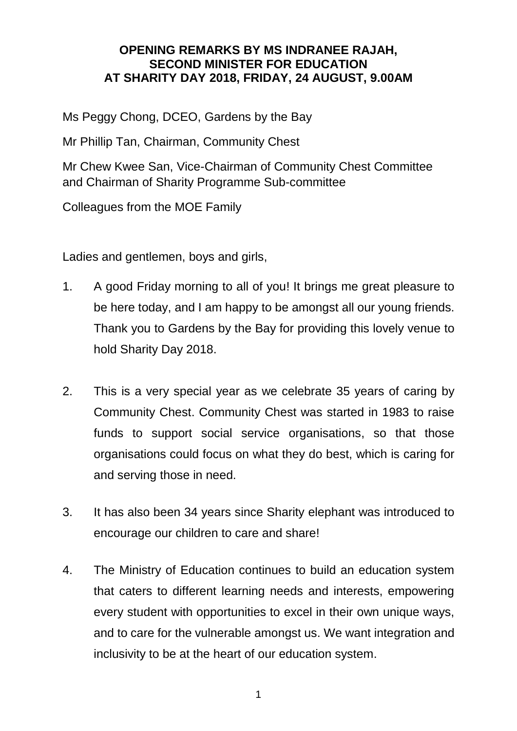**OPENING REMARKS BY MS INDRANEE RAJAH,**
**SECOND MINISTER FOR EDUCATION**
**AT SHARITY DAY 2018, FRIDAY, 24 AUGUST, 9.00AM**

Ms Peggy Chong, DCEO, Gardens by the Bay

Mr Phillip Tan, Chairman, Community Chest

Mr Chew Kwee San, Vice-Chairman of Community Chest Committee and Chairman of Sharity Programme Sub-committee

Colleagues from the MOE Family

Ladies and gentlemen, boys and girls,

1. A good Friday morning to all of you! It brings me great pleasure to be here today, and I am happy to be amongst all our young friends. Thank you to Gardens by the Bay for providing this lovely venue to hold Sharity Day 2018.

2. This is a very special year as we celebrate 35 years of caring by Community Chest. Community Chest was started in 1983 to raise funds to support social service organisations, so that those organisations could focus on what they do best, which is caring for and serving those in need.

3. It has also been 34 years since Sharity elephant was introduced to encourage our children to care and share!

4. The Ministry of Education continues to build an education system that caters to different learning needs and interests, empowering every student with opportunities to excel in their own unique ways, and to care for the vulnerable amongst us. We want integration and inclusivity to be at the heart of our education system.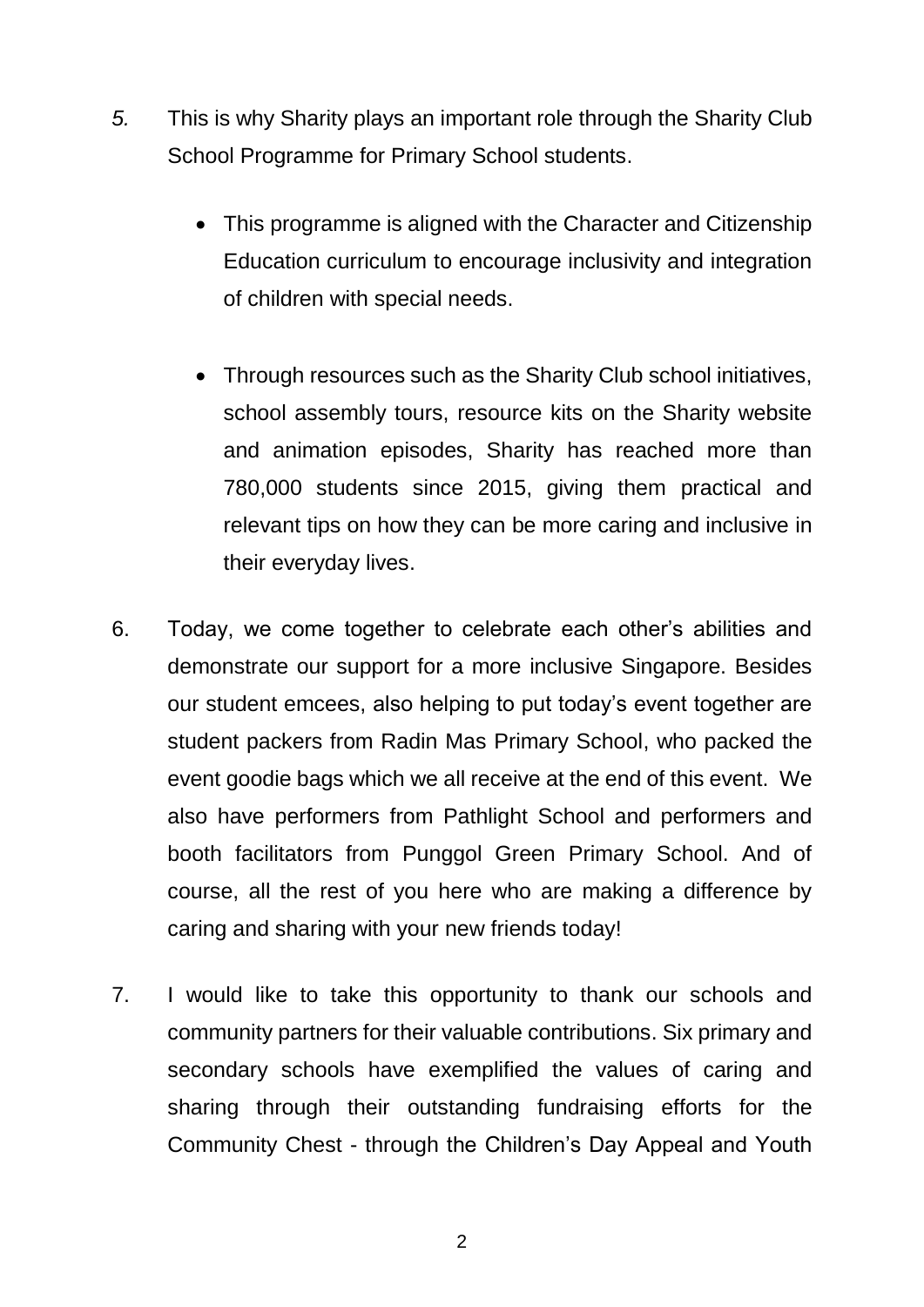*5.* This is why Sharity plays an important role through the Sharity Club School Programme for Primary School students.

- This programme is aligned with the Character and Citizenship Education curriculum to encourage inclusivity and integration of children with special needs.

- Through resources such as the Sharity Club school initiatives, school assembly tours, resource kits on the Sharity website and animation episodes, Sharity has reached more than 780,000 students since 2015, giving them practical and relevant tips on how they can be more caring and inclusive in their everyday lives.

6. Today, we come together to celebrate each other's abilities and demonstrate our support for a more inclusive Singapore. Besides our student emcees, also helping to put today's event together are student packers from Radin Mas Primary School, who packed the event goodie bags which we all receive at the end of this event. We also have performers from Pathlight School and performers and booth facilitators from Punggol Green Primary School. And of course, all the rest of you here who are making a difference by caring and sharing with your new friends today!

7. I would like to take this opportunity to thank our schools and community partners for their valuable contributions. Six primary and secondary schools have exemplified the values of caring and sharing through their outstanding fundraising efforts for the Community Chest - through the Children's Day Appeal and Youth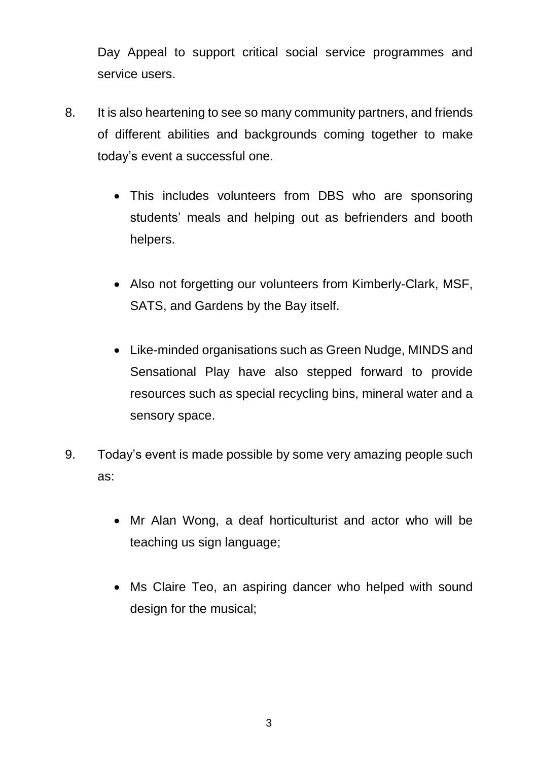Day Appeal to support critical social service programmes and service users.

8. It is also heartening to see so many community partners, and friends of different abilities and backgrounds coming together to make today's event a successful one.

   - This includes volunteers from DBS who are sponsoring students' meals and helping out as befrienders and booth helpers.

   - Also not forgetting our volunteers from Kimberly-Clark, MSF, SATS, and Gardens by the Bay itself.

   - Like-minded organisations such as Green Nudge, MINDS and Sensational Play have also stepped forward to provide resources such as special recycling bins, mineral water and a sensory space.

9. Today's event is made possible by some very amazing people such as:

   - Mr Alan Wong, a deaf horticulturist and actor who will be teaching us sign language;

   - Ms Claire Teo, an aspiring dancer who helped with sound design for the musical;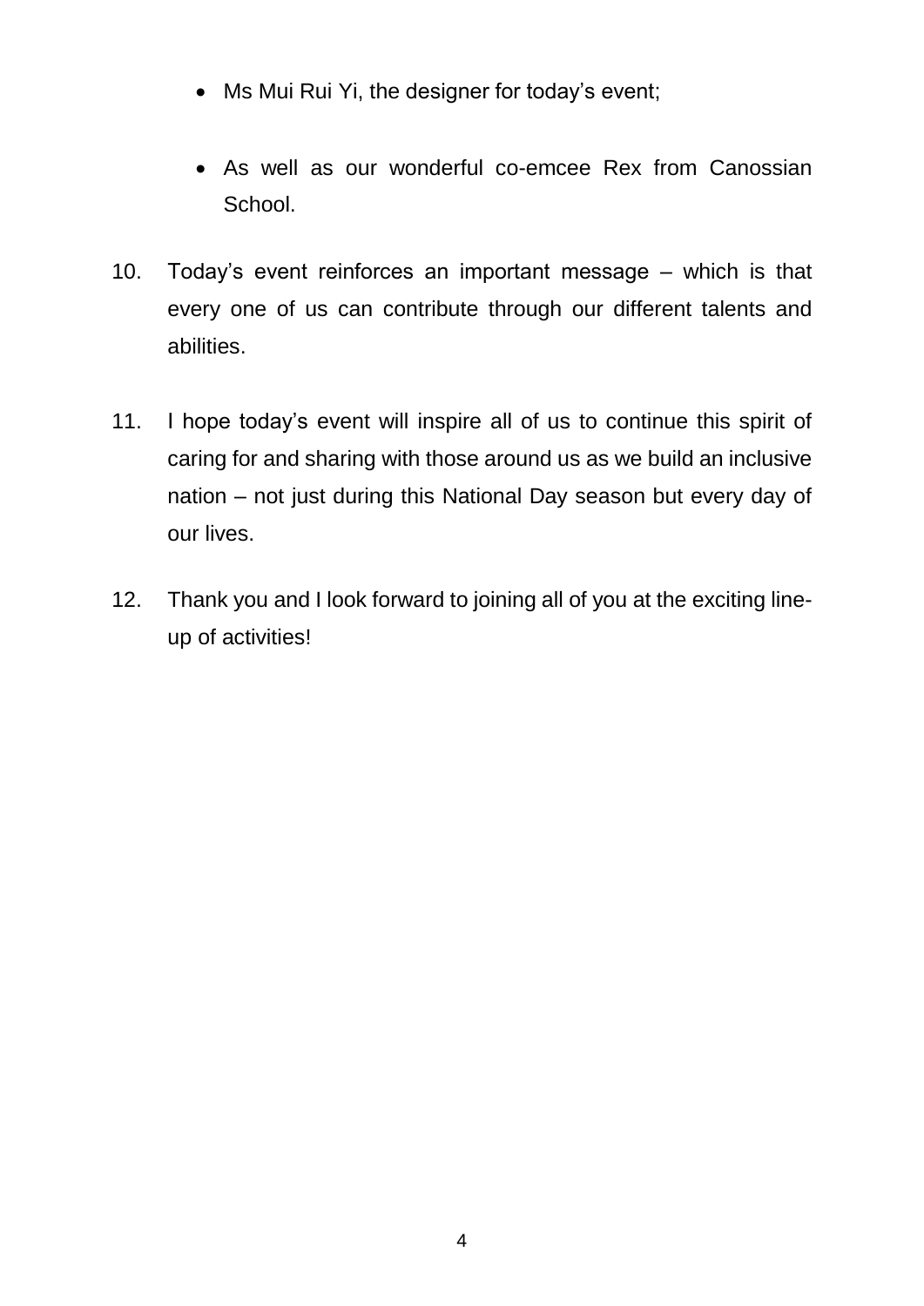- Ms Mui Rui Yi, the designer for today's event;

- As well as our wonderful co-emcee Rex from Canossian School.

10. Today's event reinforces an important message – which is that every one of us can contribute through our different talents and abilities.

11. I hope today's event will inspire all of us to continue this spirit of caring for and sharing with those around us as we build an inclusive nation – not just during this National Day season but every day of our lives.

12. Thank you and I look forward to joining all of you at the exciting line-up of activities!